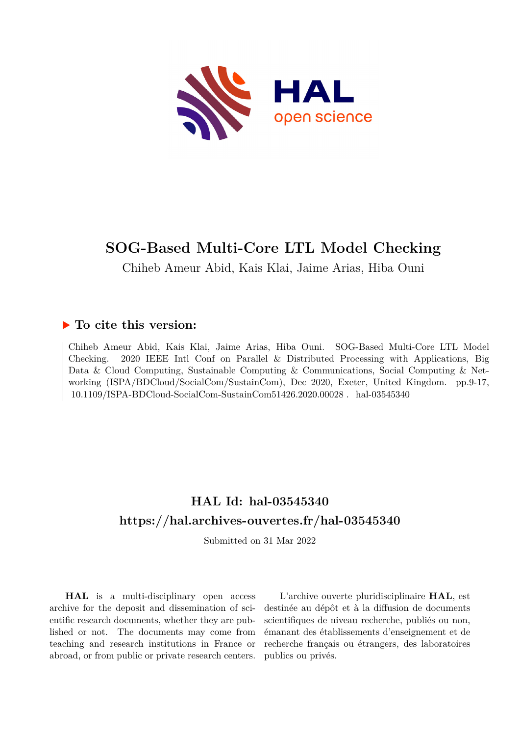# SOG-Based Multi-Core LTL Model Checking

Chiheb Ameur Abid, Kais Klai, Jaime Arias, Hiba Ouni

## ▶ To cite this version:

Chiheb Ameur Abid, Kais Klai, Jaime Arias, Hiba Ouni. SOG-Based Multi-Core LTL Model Checking. 2020 IEEE Intl Conf on Parallel & Distributed Processing with Applications, Big Data & Cloud Computing, Sustainable Computing & Communications, Social Computing & Networking (ISPA/BDCloud/SocialCom/SustainCom), Dec 2020, Exeter, United Kingdom. pp.9-17, 10.1109/ISPA-BDCloud-SocialCom-SustainCom51426.2020.00028 . hal-03545340

## HAL Id: hal-03545340

## https://hal.archives-ouvertes.fr/hal-03545340

Submitted on 31 Mar 2022

**HAL** is a multi-disciplinary open access archive for the deposit and dissemination of scientific research documents, whether they are published or not. The documents may come from teaching and research institutions in France or abroad, or from public or private research centers.

L'archive ouverte pluridisciplinaire **HAL**, est destinée au dépôt et à la diffusion de documents scientifiques de niveau recherche, publiés ou non, émanant des établissements d'enseignement et de recherche français ou étrangers, des laboratoires publics ou privés.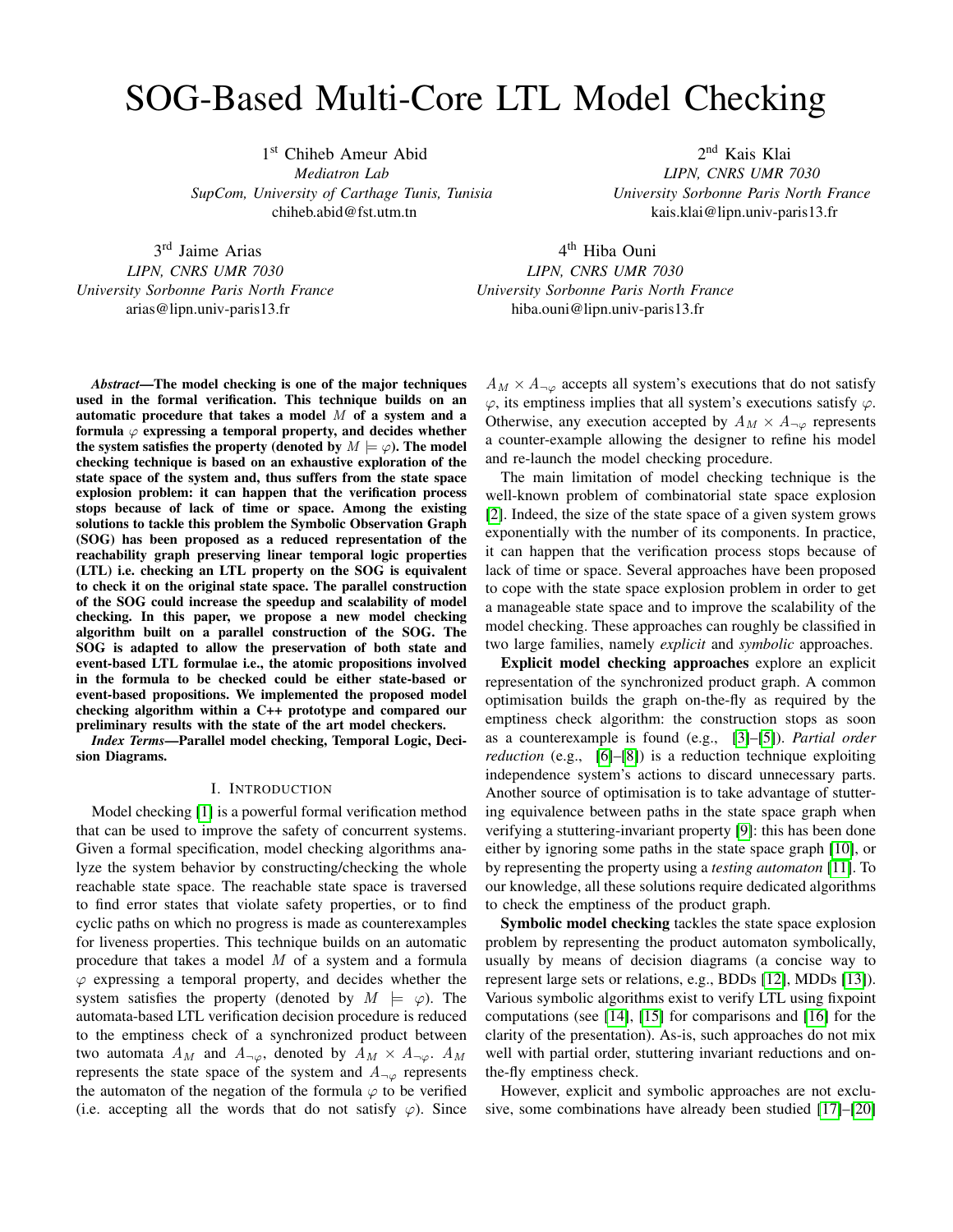# SOG-Based Multi-Core LTL Model Checking

1st Chiheb Ameur Abid
*Mediatron Lab*
*SupCom, University of Carthage Tunis, Tunisia*
chiheb.abid@fst.utm.tn

2nd Kais Klai
*LIPN, CNRS UMR 7030*
*University Sorbonne Paris North France*
kais.klai@lipn.univ-paris13.fr

3rd Jaime Arias
*LIPN, CNRS UMR 7030*
*University Sorbonne Paris North France*
arias@lipn.univ-paris13.fr

4th Hiba Ouni
*LIPN, CNRS UMR 7030*
*University Sorbonne Paris North France*
hiba.ouni@lipn.univ-paris13.fr

***Abstract*—The model checking is one of the major techniques used in the formal verification. This technique builds on an automatic procedure that takes a model $M$ of a system and a formula $\varphi$ expressing a temporal property, and decides whether the system satisfies the property (denoted by $M \models \varphi$). The model checking technique is based on an exhaustive exploration of the state space of the system and, thus suffers from the state space explosion problem: it can happen that the verification process stops because of lack of time or space. Among the existing solutions to tackle this problem the Symbolic Observation Graph (SOG) has been proposed as a reduced representation of the reachability graph preserving linear temporal logic properties (LTL) i.e. checking an LTL property on the SOG is equivalent to check it on the original state space. The parallel construction of the SOG could increase the speedup and scalability of model checking. In this paper, we propose a new model checking algorithm built on a parallel construction of the SOG. The SOG is adapted to allow the preservation of both state and event-based LTL formulae i.e., the atomic propositions involved in the formula to be checked could be either state-based or event-based propositions. We implemented the proposed model checking algorithm within a C++ prototype and compared our preliminary results with the state of the art model checkers.**

***Index Terms*—Parallel model checking, Temporal Logic, Decision Diagrams.**

## I. Introduction

Model checking [1] is a powerful formal verification method that can be used to improve the safety of concurrent systems. Given a formal specification, model checking algorithms analyze the system behavior by constructing/checking the whole reachable state space. The reachable state space is traversed to find error states that violate safety properties, or to find cyclic paths on which no progress is made as counterexamples for liveness properties. This technique builds on an automatic procedure that takes a model $M$ of a system and a formula $\varphi$ expressing a temporal property, and decides whether the system satisfies the property (denoted by $M \models \varphi$). The automata-based LTL verification decision procedure is reduced to the emptiness check of a synchronized product between two automata $A_M$ and $A_{\neg\varphi}$, denoted by $A_M \times A_{\neg\varphi}$. $A_M$ represents the state space of the system and $A_{\neg\varphi}$ represents the automaton of the negation of the formula $\varphi$ to be verified (i.e. accepting all the words that do not satisfy $\varphi$). Since $A_M \times A_{\neg\varphi}$ accepts all system's executions that do not satisfy $\varphi$, its emptiness implies that all system's executions satisfy $\varphi$. Otherwise, any execution accepted by $A_M \times A_{\neg\varphi}$ represents a counter-example allowing the designer to refine his model and re-launch the model checking procedure.

The main limitation of model checking technique is the well-known problem of combinatorial state space explosion [2]. Indeed, the size of the state space of a given system grows exponentially with the number of its components. In practice, it can happen that the verification process stops because of lack of time or space. Several approaches have been proposed to cope with the state space explosion problem in order to get a manageable state space and to improve the scalability of the model checking. These approaches can roughly be classified in two large families, namely *explicit* and *symbolic* approaches.

**Explicit model checking approaches** explore an explicit representation of the synchronized product graph. A common optimisation builds the graph on-the-fly as required by the emptiness check algorithm: the construction stops as soon as a counterexample is found (e.g., [3]–[5]). *Partial order reduction* (e.g., [6]–[8]) is a reduction technique exploiting independence system's actions to discard unnecessary parts. Another source of optimisation is to take advantage of stuttering equivalence between paths in the state space graph when verifying a stuttering-invariant property [9]: this has been done either by ignoring some paths in the state space graph [10], or by representing the property using a *testing automaton* [11]. To our knowledge, all these solutions require dedicated algorithms to check the emptiness of the product graph.

**Symbolic model checking** tackles the state space explosion problem by representing the product automaton symbolically, usually by means of decision diagrams (a concise way to represent large sets or relations, e.g., BDDs [12], MDDs [13]). Various symbolic algorithms exist to verify LTL using fixpoint computations (see [14], [15] for comparisons and [16] for the clarity of the presentation). As-is, such approaches do not mix well with partial order, stuttering invariant reductions and on-the-fly emptiness check.

However, explicit and symbolic approaches are not exclusive, some combinations have already been studied [17]–[20]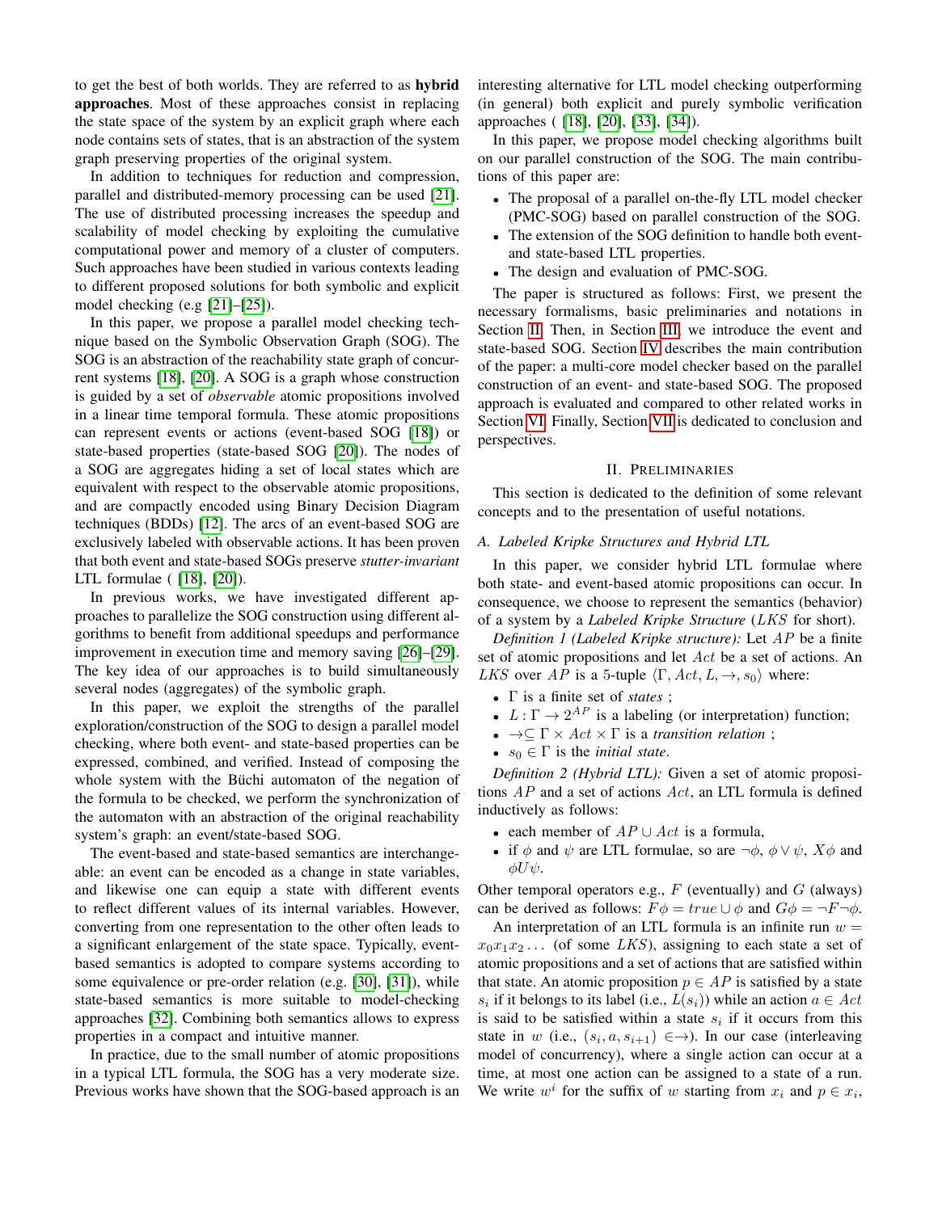to get the best of both worlds. They are referred to as **hybrid approaches**. Most of these approaches consist in replacing the state space of the system by an explicit graph where each node contains sets of states, that is an abstraction of the system graph preserving properties of the original system.

In addition to techniques for reduction and compression, parallel and distributed-memory processing can be used [21]. The use of distributed processing increases the speedup and scalability of model checking by exploiting the cumulative computational power and memory of a cluster of computers. Such approaches have been studied in various contexts leading to different proposed solutions for both symbolic and explicit model checking (e.g [21]–[25]).

In this paper, we propose a parallel model checking technique based on the Symbolic Observation Graph (SOG). The SOG is an abstraction of the reachability state graph of concurrent systems [18], [20]. A SOG is a graph whose construction is guided by a set of *observable* atomic propositions involved in a linear time temporal formula. These atomic propositions can represent events or actions (event-based SOG [18]) or state-based properties (state-based SOG [20]). The nodes of a SOG are aggregates hiding a set of local states which are equivalent with respect to the observable atomic propositions, and are compactly encoded using Binary Decision Diagram techniques (BDDs) [12]. The arcs of an event-based SOG are exclusively labeled with observable actions. It has been proven that both event and state-based SOGs preserve *stutter-invariant* LTL formulae ( [18], [20]).

In previous works, we have investigated different approaches to parallelize the SOG construction using different algorithms to benefit from additional speedups and performance improvement in execution time and memory saving [26]–[29]. The key idea of our approaches is to build simultaneously several nodes (aggregates) of the symbolic graph.

In this paper, we exploit the strengths of the parallel exploration/construction of the SOG to design a parallel model checking, where both event- and state-based properties can be expressed, combined, and verified. Instead of composing the whole system with the Büchi automaton of the negation of the formula to be checked, we perform the synchronization of the automaton with an abstraction of the original reachability system's graph: an event/state-based SOG.

The event-based and state-based semantics are interchangeable: an event can be encoded as a change in state variables, and likewise one can equip a state with different events to reflect different values of its internal variables. However, converting from one representation to the other often leads to a significant enlargement of the state space. Typically, event-based semantics is adopted to compare systems according to some equivalence or pre-order relation (e.g. [30], [31]), while state-based semantics is more suitable to model-checking approaches [32]. Combining both semantics allows to express properties in a compact and intuitive manner.

In practice, due to the small number of atomic propositions in a typical LTL formula, the SOG has a very moderate size. Previous works have shown that the SOG-based approach is an interesting alternative for LTL model checking outperforming (in general) both explicit and purely symbolic verification approaches ( [18], [20], [33], [34]).

In this paper, we propose model checking algorithms built on our parallel construction of the SOG. The main contributions of this paper are:

- The proposal of a parallel on-the-fly LTL model checker (PMC-SOG) based on parallel construction of the SOG.
- The extension of the SOG definition to handle both event- and state-based LTL properties.
- The design and evaluation of PMC-SOG.

The paper is structured as follows: First, we present the necessary formalisms, basic preliminaries and notations in Section II. Then, in Section III, we introduce the event and state-based SOG. Section IV describes the main contribution of the paper: a multi-core model checker based on the parallel construction of an event- and state-based SOG. The proposed approach is evaluated and compared to other related works in Section VI. Finally, Section VII is dedicated to conclusion and perspectives.

## II. Preliminaries

This section is dedicated to the definition of some relevant concepts and to the presentation of useful notations.

### A. Labeled Kripke Structures and Hybrid LTL

In this paper, we consider hybrid LTL formulae where both state- and event-based atomic propositions can occur. In consequence, we choose to represent the semantics (behavior) of a system by a *Labeled Kripke Structure* ($LKS$ for short).

*Definition 1 (Labeled Kripke structure):* Let $AP$ be a finite set of atomic propositions and let $Act$ be a set of actions. An $LKS$ over $AP$ is a 5-tuple $\langle \Gamma, Act, L, \rightarrow, s_0 \rangle$ where:

- $\Gamma$ is a finite set of *states* ;
- $L : \Gamma \rightarrow 2^{AP}$ is a labeling (or interpretation) function;
- $\rightarrow \subseteq \Gamma \times Act \times \Gamma$ is a *transition relation* ;
- $s_0 \in \Gamma$ is the *initial state*.

*Definition 2 (Hybrid LTL):* Given a set of atomic propositions $AP$ and a set of actions $Act$, an LTL formula is defined inductively as follows:

- each member of $AP \cup Act$ is a formula,
- if $\phi$ and $\psi$ are LTL formulae, so are $\neg\phi$, $\phi \vee \psi$, $X\phi$ and $\phi U \psi$.

Other temporal operators e.g., $F$ (eventually) and $G$ (always) can be derived as follows: $F\phi = true \cup \phi$ and $G\phi = \neg F \neg \phi$.

An interpretation of an LTL formula is an infinite run $w = x_0 x_1 x_2 \ldots$ (of some $LKS$), assigning to each state a set of atomic propositions and a set of actions that are satisfied within that state. An atomic proposition $p \in AP$ is satisfied by a state $s_i$ if it belongs to its label (i.e., $L(s_i)$) while an action $a \in Act$ is said to be satisfied within a state $s_i$ if it occurs from this state in $w$ (i.e., $(s_i, a, s_{i+1}) \in \rightarrow$). In our case (interleaving model of concurrency), where a single action can occur at a time, at most one action can be assigned to a state of a run. We write $w^i$ for the suffix of $w$ starting from $x_i$ and $p \in x_i$,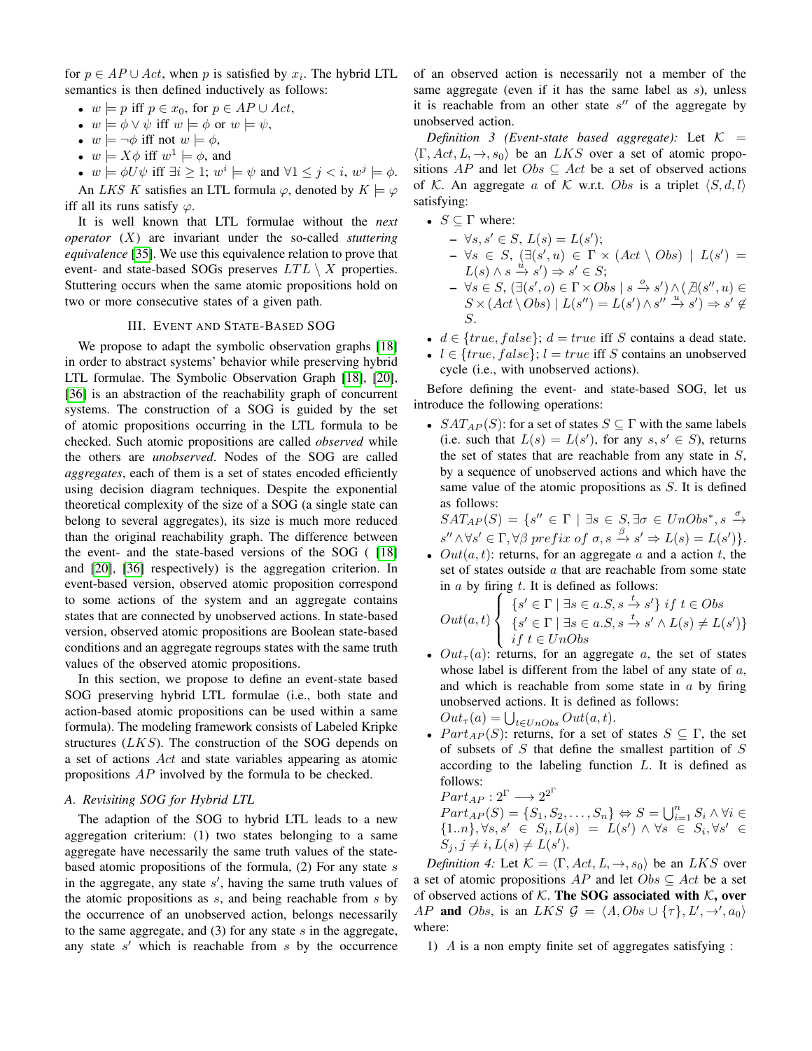for $p \in AP \cup Act$, when $p$ is satisfied by $x_i$. The hybrid LTL semantics is then defined inductively as follows:

- $w \models p$ iff $p \in x_0$, for $p \in AP \cup Act$,
- $w \models \phi \vee \psi$ iff $w \models \phi$ or $w \models \psi$,
- $w \models \neg\phi$ iff not $w \models \phi$,
- $w \models X\phi$ iff $w^1 \models \phi$, and
- $w \models \phi U \psi$ iff $\exists i \geq 1$; $w^i \models \psi$ and $\forall 1 \leq j < i$, $w^j \models \phi$.

An $LKS$ $K$ satisfies an LTL formula $\varphi$, denoted by $K \models \varphi$ iff all its runs satisfy $\varphi$.

It is well known that LTL formulae without the *next operator* ($X$) are invariant under the so-called *stuttering equivalence* [35]. We use this equivalence relation to prove that event- and state-based SOGs preserves $LTL \setminus X$ properties. Stuttering occurs when the same atomic propositions hold on two or more consecutive states of a given path.

## III. Event and State-Based SOG

We propose to adapt the symbolic observation graphs [18] in order to abstract systems' behavior while preserving hybrid LTL formulae. The Symbolic Observation Graph [18], [20], [36] is an abstraction of the reachability graph of concurrent systems. The construction of a SOG is guided by the set of atomic propositions occurring in the LTL formula to be checked. Such atomic propositions are called *observed* while the others are *unobserved*. Nodes of the SOG are called *aggregates*, each of them is a set of states encoded efficiently using decision diagram techniques. Despite the exponential theoretical complexity of the size of a SOG (a single state can belong to several aggregates), its size is much more reduced than the original reachability graph. The difference between the event- and the state-based versions of the SOG ( [18] and [20], [36] respectively) is the aggregation criterion. In event-based version, observed atomic proposition correspond to some actions of the system and an aggregate contains states that are connected by unobserved actions. In state-based version, observed atomic propositions are Boolean state-based conditions and an aggregate regroups states with the same truth values of the observed atomic propositions.

In this section, we propose to define an event-state based SOG preserving hybrid LTL formulae (i.e., both state and action-based atomic propositions can be used within a same formula). The modeling framework consists of Labeled Kripke structures ($LKS$). The construction of the SOG depends on a set of actions $Act$ and state variables appearing as atomic propositions $AP$ involved by the formula to be checked.

### A. Revisiting SOG for Hybrid LTL

The adaption of the SOG to hybrid LTL leads to a new aggregation criterium: (1) two states belonging to a same aggregate have necessarily the same truth values of the state-based atomic propositions of the formula, (2) For any state $s$ in the aggregate, any state $s'$, having the same truth values of the atomic propositions as $s$, and being reachable from $s$ by the occurrence of an unobserved action, belongs necessarily to the same aggregate, and (3) for any state $s$ in the aggregate, any state $s'$ which is reachable from $s$ by the occurrence of an observed action is necessarily not a member of the same aggregate (even if it has the same label as $s$), unless it is reachable from an other state $s''$ of the aggregate by unobserved action.

*Definition 3 (Event-state based aggregate):* Let $\mathcal{K} = \langle \Gamma, Act, L, \rightarrow, s_0 \rangle$ be an $LKS$ over a set of atomic propositions $AP$ and let $Obs \subseteq Act$ be a set of observed actions of $\mathcal{K}$. An aggregate $a$ of $\mathcal{K}$ w.r.t. $Obs$ is a triplet $\langle S, d, l \rangle$ satisfying:

- $S \subseteq \Gamma$ where:
  - $\forall s, s' \in S$, $L(s) = L(s')$;
  - $\forall s \in S$, $(\exists (s', u) \in \Gamma \times (Act \setminus Obs) \mid L(s') = L(s) \wedge s \xrightarrow{u} s') \Rightarrow s' \in S$;
  - $\forall s \in S$, $(\exists (s', o) \in \Gamma \times Obs \mid s \xrightarrow{o} s') \wedge (\nexists (s'', u) \in S \times (Act \setminus Obs) \mid L(s'') = L(s') \wedge s'' \xrightarrow{u} s') \Rightarrow s' \notin S$.
- $d \in \{true, false\}$; $d = true$ iff $S$ contains a dead state.
- $l \in \{true, false\}$; $l = true$ iff $S$ contains an unobserved cycle (i.e., with unobserved actions).

Before defining the event- and state-based SOG, let us introduce the following operations:

- $SAT_{AP}(S)$: for a set of states $S \subseteq \Gamma$ with the same labels (i.e. such that $L(s) = L(s')$, for any $s, s' \in S$), returns the set of states that are reachable from any state in $S$, by a sequence of unobserved actions and which have the same value of the atomic propositions as $S$. It is defined as follows:
  $SAT_{AP}(S) = \{s'' \in \Gamma \mid \exists s \in S, \exists \sigma \in UnObs^*, s \xrightarrow{\sigma} s'' \wedge \forall s' \in \Gamma, \forall \beta \; prefix \; of \; \sigma, s \xrightarrow{\beta} s' \Rightarrow L(s) = L(s')\}$.
- $Out(a, t)$: returns, for an aggregate $a$ and a action $t$, the set of states outside $a$ that are reachable from some state in $a$ by firing $t$. It is defined as follows:
  $$Out(a,t) \begin{cases} \{s' \in \Gamma \mid \exists s \in a.S, s \xrightarrow{t} s'\} \; if \; t \in Obs \\ \{s' \in \Gamma \mid \exists s \in a.S, s \xrightarrow{t} s' \wedge L(s) \neq L(s')\} \\ if \; t \in UnObs \end{cases}$$
- $Out_\tau(a)$: returns, for an aggregate $a$, the set of states whose label is different from the label of any state of $a$, and which is reachable from some state in $a$ by firing unobserved actions. It is defined as follows:
  $Out_\tau(a) = \bigcup_{t \in UnObs} Out(a, t)$.
- $Part_{AP}(S)$: returns, for a set of states $S \subseteq \Gamma$, the set of subsets of $S$ that define the smallest partition of $S$ according to the labeling function $L$. It is defined as follows:
  $Part_{AP} : 2^\Gamma \longrightarrow 2^{2^\Gamma}$
  $Part_{AP}(S) = \{S_1, S_2, \ldots, S_n\} \Leftrightarrow S = \bigcup_{i=1}^n S_i \wedge \forall i \in \{1..n\}, \forall s, s' \in S_i, L(s) = L(s') \wedge \forall s \in S_i, \forall s' \in S_j, j \neq i, L(s) \neq L(s')$.

*Definition 4:* Let $\mathcal{K} = \langle \Gamma, Act, L, \rightarrow, s_0 \rangle$ be an $LKS$ over a set of atomic propositions $AP$ and let $Obs \subseteq Act$ be a set of observed actions of $\mathcal{K}$. **The SOG associated with $\mathcal{K}$, over $AP$ and $Obs$**, is an $LKS$ $\mathcal{G} = \langle A, Obs \cup \{\tau\}, L', \rightarrow', a_0 \rangle$ where:

1) $A$ is a non empty finite set of aggregates satisfying :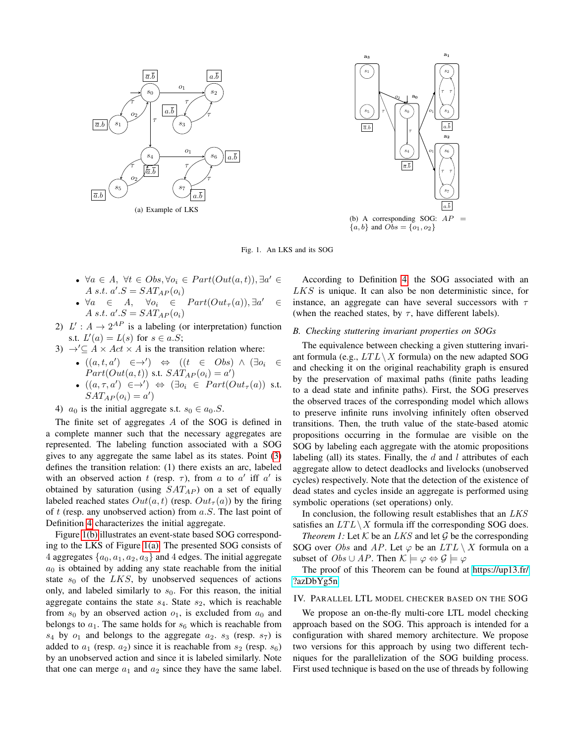(a) Example of LKS

(b) A corresponding SOG: $AP = \{a, b\}$ and $Obs = \{o_1, o_2\}$

Fig. 1. An LKS and its SOG

- $\forall a \in A$, $\forall t \in Obs, \forall o_i \in Part(Out(a,t)), \exists a' \in A$ s.t. $a'.S = SAT_{AP}(o_i)$
- $\forall a \in A$, $\forall o_i \in Part(Out_\tau(a)), \exists a' \in A$ s.t. $a'.S = SAT_{AP}(o_i)$

2) $L' : A \to 2^{AP}$ is a labeling (or interpretation) function s.t. $L'(a) = L(s)$ for $s \in a.S$;

3) $\to' \subseteq A \times Act \times A$ is the transition relation where:
   - $((a, t, a') \in \to') \Leftrightarrow ((t \in Obs) \wedge (\exists o_i \in Part(Out(a, t))$ s.t. $SAT_{AP}(o_i) = a')$
   - $((a, \tau, a') \in \to') \Leftrightarrow (\exists o_i \in Part(Out_\tau(a))$ s.t. $SAT_{AP}(o_i) = a')$

4) $a_0$ is the initial aggregate s.t. $s_0 \in a_0.S$.

The finite set of aggregates $A$ of the SOG is defined in a complete manner such that the necessary aggregates are represented. The labeling function associated with a SOG gives to any aggregate the same label as its states. Point (3) defines the transition relation: (1) there exists an arc, labeled with an observed action $t$ (resp. $\tau$), from $a$ to $a'$ iff $a'$ is obtained by saturation (using $SAT_{AP}$) on a set of equally labeled reached states $Out(a, t)$ (resp. $Out_\tau(a)$) by the firing of $t$ (resp. any unobserved action) from $a.S$. The last point of Definition 4 characterizes the initial aggregate.

Figure 1(b) illustrates an event-state based SOG corresponding to the LKS of Figure 1(a). The presented SOG consists of 4 aggregates $\{a_0, a_1, a_2, a_3\}$ and 4 edges. The initial aggregate $a_0$ is obtained by adding any state reachable from the initial state $s_0$ of the $LKS$, by unobserved sequences of actions only, and labeled similarly to $s_0$. For this reason, the initial aggregate contains the state $s_4$. State $s_2$, which is reachable from $s_0$ by an observed action $o_1$, is excluded from $a_0$ and belongs to $a_1$. The same holds for $s_6$ which is reachable from $s_4$ by $o_1$ and belongs to the aggregate $a_2$. $s_3$ (resp. $s_7$) is added to $a_1$ (resp. $a_2$) since it is reachable from $s_2$ (resp. $s_6$) by an unobserved action and since it is labeled similarly. Note that one can merge $a_1$ and $a_2$ since they have the same label.

According to Definition 4, the SOG associated with an $LKS$ is unique. It can also be non deterministic since, for instance, an aggregate can have several successors with $\tau$ (when the reached states, by $\tau$, have different labels).

### B. Checking stuttering invariant properties on SOGs

The equivalence between checking a given stuttering invariant formula (e.g., $LTL \setminus X$ formula) on the new adapted SOG and checking it on the original reachability graph is ensured by the preservation of maximal paths (finite paths leading to a dead state and infinite paths). First, the SOG preserves the observed traces of the corresponding model which allows to preserve infinite runs involving infinitely often observed transitions. Then, the truth value of the state-based atomic propositions occurring in the formulae are visible on the SOG by labeling each aggregate with the atomic propositions labeling (all) its states. Finally, the $d$ and $l$ attributes of each aggregate allow to detect deadlocks and livelocks (unobserved cycles) respectively. Note that the detection of the existence of dead states and cycles inside an aggregate is performed using symbolic operations (set operations) only.

In conclusion, the following result establishes that an $LKS$ satisfies an $LTL \setminus X$ formula iff the corresponding SOG does.

*Theorem 1:* Let $\mathcal{K}$ be an $LKS$ and let $\mathcal{G}$ be the corresponding SOG over $Obs$ and $AP$. Let $\varphi$ be an $LTL \setminus X$ formula on a subset of $Obs \cup AP$. Then $\mathcal{K} \models \varphi \Leftrightarrow \mathcal{G} \models \varphi$

The proof of this Theorem can be found at https://up13.fr/?azDbYg5n

## IV. Parallel LTL model checker based on the SOG

We propose an on-the-fly multi-core LTL model checking approach based on the SOG. This approach is intended for a configuration with shared memory architecture. We propose two versions for this approach by using two different techniques for the parallelization of the SOG building process. First used technique is based on the use of threads by following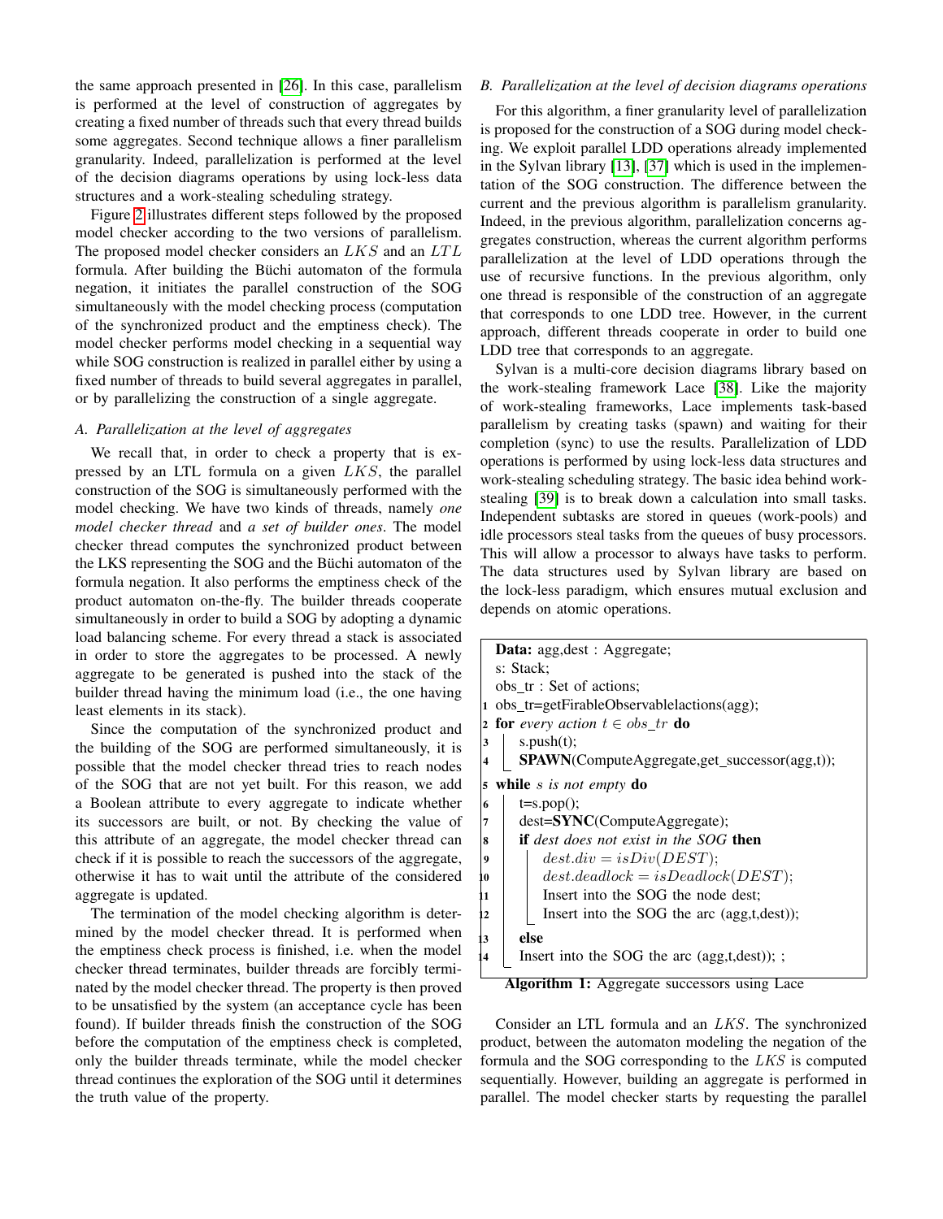the same approach presented in [26]. In this case, parallelism is performed at the level of construction of aggregates by creating a fixed number of threads such that every thread builds some aggregates. Second technique allows a finer parallelism granularity. Indeed, parallelization is performed at the level of the decision diagrams operations by using lock-less data structures and a work-stealing scheduling strategy.

Figure 2 illustrates different steps followed by the proposed model checker according to the two versions of parallelism. The proposed model checker considers an $LKS$ and an $LTL$ formula. After building the Büchi automaton of the formula negation, it initiates the parallel construction of the SOG simultaneously with the model checking process (computation of the synchronized product and the emptiness check). The model checker performs model checking in a sequential way while SOG construction is realized in parallel either by using a fixed number of threads to build several aggregates in parallel, or by parallelizing the construction of a single aggregate.

### A. Parallelization at the level of aggregates

We recall that, in order to check a property that is expressed by an LTL formula on a given $LKS$, the parallel construction of the SOG is simultaneously performed with the model checking. We have two kinds of threads, namely *one model checker thread* and *a set of builder ones*. The model checker thread computes the synchronized product between the LKS representing the SOG and the Büchi automaton of the formula negation. It also performs the emptiness check of the product automaton on-the-fly. The builder threads cooperate simultaneously in order to build a SOG by adopting a dynamic load balancing scheme. For every thread a stack is associated in order to store the aggregates to be processed. A newly aggregate to be generated is pushed into the stack of the builder thread having the minimum load (i.e., the one having least elements in its stack).

Since the computation of the synchronized product and the building of the SOG are performed simultaneously, it is possible that the model checker thread tries to reach nodes of the SOG that are not yet built. For this reason, we add a Boolean attribute to every aggregate to indicate whether its successors are built, or not. By checking the value of this attribute of an aggregate, the model checker thread can check if it is possible to reach the successors of the aggregate, otherwise it has to wait until the attribute of the considered aggregate is updated.

The termination of the model checking algorithm is determined by the model checker thread. It is performed when the emptiness check process is finished, i.e. when the model checker thread terminates, builder threads are forcibly terminated by the model checker thread. The property is then proved to be unsatisfied by the system (an acceptance cycle has been found). If builder threads finish the construction of the SOG before the computation of the emptiness check is completed, only the builder threads terminate, while the model checker thread continues the exploration of the SOG until it determines the truth value of the property.

### B. Parallelization at the level of decision diagrams operations

For this algorithm, a finer granularity level of parallelization is proposed for the construction of a SOG during model checking. We exploit parallel LDD operations already implemented in the Sylvan library [13], [37] which is used in the implementation of the SOG construction. The difference between the current and the previous algorithm is parallelism granularity. Indeed, in the previous algorithm, parallelization concerns aggregates construction, whereas the current algorithm performs parallelization at the level of LDD operations through the use of recursive functions. In the previous algorithm, only one thread is responsible of the construction of an aggregate that corresponds to one LDD tree. However, in the current approach, different threads cooperate in order to build one LDD tree that corresponds to an aggregate.

Sylvan is a multi-core decision diagrams library based on the work-stealing framework Lace [38]. Like the majority of work-stealing frameworks, Lace implements task-based parallelism by creating tasks (spawn) and waiting for their completion (sync) to use the results. Parallelization of LDD operations is performed by using lock-less data structures and work-stealing scheduling strategy. The basic idea behind work-stealing [39] is to break down a calculation into small tasks. Independent subtasks are stored in queues (work-pools) and idle processors steal tasks from the queues of busy processors. This will allow a processor to always have tasks to perform. The data structures used by Sylvan library are based on the lock-less paradigm, which ensures mutual exclusion and depends on atomic operations.

```
Data: agg,dest : Aggregate;
s: Stack;
obs_tr : Set of actions;
1  obs_tr=getFirableObservablelactions(agg);
2  for every action t ∈ obs_tr do
3      s.push(t);
4      SPAWN(ComputeAggregate,get_successor(agg,t));
5  while s is not empty do
6      t=s.pop();
7      dest=SYNC(ComputeAggregate);
8      if dest does not exist in the SOG then
9          dest.div = isDiv(DEST);
10         dest.deadlock = isDeadlock(DEST);
11         Insert into the SOG the node dest;
12         Insert into the SOG the arc (agg,t,dest));
13     else
14         Insert into the SOG the arc (agg,t,dest)); ;
```

**Algorithm 1:** Aggregate successors using Lace

Consider an LTL formula and an $LKS$. The synchronized product, between the automaton modeling the negation of the formula and the SOG corresponding to the $LKS$ is computed sequentially. However, building an aggregate is performed in parallel. The model checker starts by requesting the parallel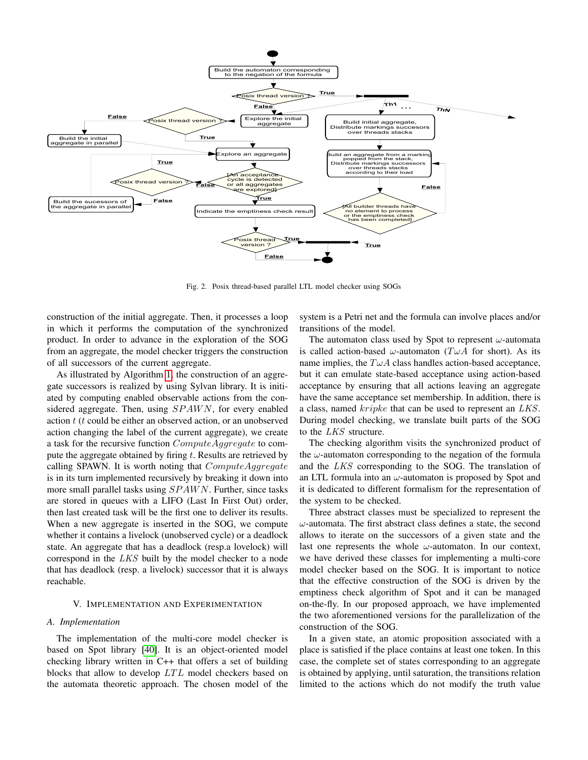Fig. 2. Posix thread-based parallel LTL model checker using SOGs

construction of the initial aggregate. Then, it processes a loop in which it performs the computation of the synchronized product. In order to advance in the exploration of the SOG from an aggregate, the model checker triggers the construction of all successors of the current aggregate.

As illustrated by Algorithm 1, the construction of an aggregate successors is realized by using Sylvan library. It is initiated by computing enabled observable actions from the considered aggregate. Then, using $SPAWN$, for every enabled action $t$ ($t$ could be either an observed action, or an unobserved action changing the label of the current aggregate), we create a task for the recursive function $ComputeAggregate$ to compute the aggregate obtained by firing $t$. Results are retrieved by calling SPAWN. It is worth noting that $ComputeAggregate$ is in its turn implemented recursively by breaking it down into more small parallel tasks using $SPAWN$. Further, since tasks are stored in queues with a LIFO (Last In First Out) order, then last created task will be the first one to deliver its results. When a new aggregate is inserted in the SOG, we compute whether it contains a livelock (unobserved cycle) or a deadlock state. An aggregate that has a deadlock (resp.a lovelock) will correspond in the $LKS$ built by the model checker to a node that has deadlock (resp. a livelock) successor that it is always reachable.

## V. Implementation and Experimentation

### A. Implementation

The implementation of the multi-core model checker is based on Spot library [40]. It is an object-oriented model checking library written in C++ that offers a set of building blocks that allow to develop $LTL$ model checkers based on the automata theoretic approach. The chosen model of the system is a Petri net and the formula can involve places and/or transitions of the model.

The automaton class used by Spot to represent $\omega$-automata is called action-based $\omega$-automaton ($T\omega A$ for short). As its name implies, the $T\omega A$ class handles action-based acceptance, but it can emulate state-based acceptance using action-based acceptance by ensuring that all actions leaving an aggregate have the same acceptance set membership. In addition, there is a class, named $kripke$ that can be used to represent an $LKS$. During model checking, we translate built parts of the SOG to the $LKS$ structure.

The checking algorithm visits the synchronized product of the $\omega$-automaton corresponding to the negation of the formula and the $LKS$ corresponding to the SOG. The translation of an LTL formula into an $\omega$-automaton is proposed by Spot and it is dedicated to different formalism for the representation of the system to be checked.

Three abstract classes must be specialized to represent the $\omega$-automata. The first abstract class defines a state, the second allows to iterate on the successors of a given state and the last one represents the whole $\omega$-automaton. In our context, we have derived these classes for implementing a multi-core model checker based on the SOG. It is important to notice that the effective construction of the SOG is driven by the emptiness check algorithm of Spot and it can be managed on-the-fly. In our proposed approach, we have implemented the two aforementioned versions for the parallelization of the construction of the SOG.

In a given state, an atomic proposition associated with a place is satisfied if the place contains at least one token. In this case, the complete set of states corresponding to an aggregate is obtained by applying, until saturation, the transitions relation limited to the actions which do not modify the truth value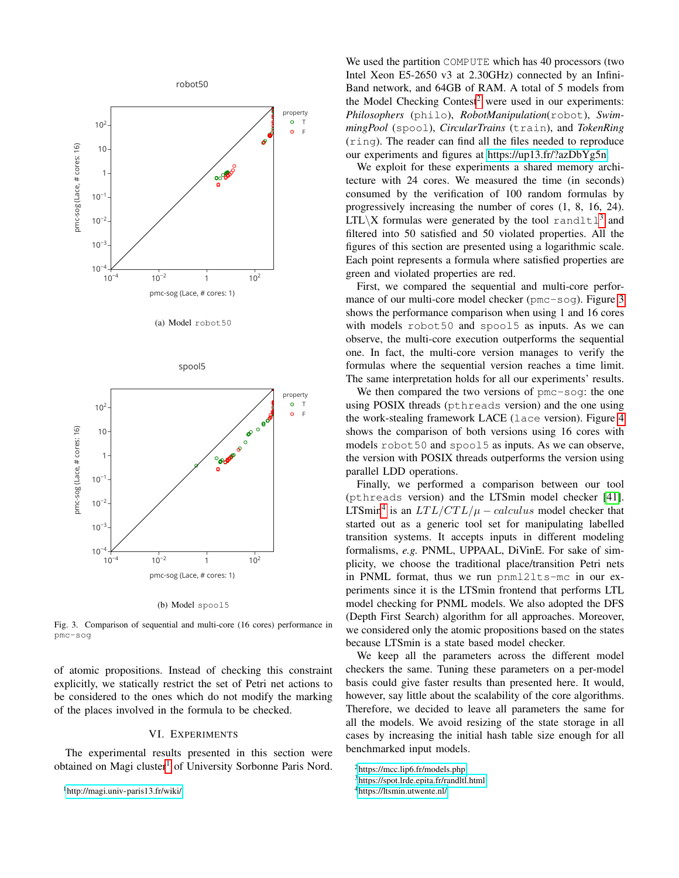robot50

property
T
F

$10^2$
10
1
$10^{-1}$
$10^{-2}$
$10^{-3}$
$10^{-4}$

pmc-sog (Lace, # cores: 16)

$10^{-4}$ $10^{-2}$ 1 $10^2$

pmc-sog (Lace, # cores: 1)

(a) Model `robot50`

spool5

property
T
F

$10^2$
10
1
$10^{-1}$
$10^{-2}$
$10^{-3}$
$10^{-4}$

pmc-sog (Lace, # cores: 16)

$10^{-4}$ $10^{-2}$ 1 $10^2$

pmc-sog (Lace, # cores: 1)

(b) Model `spool5`

Fig. 3. Comparison of sequential and multi-core (16 cores) performance in `pmc-sog`

of atomic propositions. Instead of checking this constraint explicitly, we statically restrict the set of Petri net actions to be considered to the ones which do not modify the marking of the places involved in the formula to be checked.

## VI. Experiments

The experimental results presented in this section were obtained on Magi cluster[1] of University Sorbonne Paris Nord. We used the partition `COMPUTE` which has 40 processors (two Intel Xeon E5-2650 v3 at 2.30GHz) connected by an InfiniBand network, and 64GB of RAM. A total of 5 models from the Model Checking Contest[2] were used in our experiments: *Philosophers* (`philo`), *RobotManipulation*(`robot`), *SwimmingPool* (`spool`), *CircularTrains* (`train`), and *TokenRing* (`ring`). The reader can find all the files needed to reproduce our experiments and figures at https://up13.fr/?azDbYg5n.

We exploit for these experiments a shared memory architecture with 24 cores. We measured the time (in seconds) consumed by the verification of 100 random formulas by progressively increasing the number of cores (1, 8, 16, 24). LTL\X formulas were generated by the tool `randltl`[3] and filtered into 50 satisfied and 50 violated properties. All the figures of this section are presented using a logarithmic scale. Each point represents a formula where satisfied properties are green and violated properties are red.

First, we compared the sequential and multi-core performance of our multi-core model checker (`pmc-sog`). Figure 3 shows the performance comparison when using 1 and 16 cores with models `robot50` and `spool5` as inputs. As we can observe, the multi-core execution outperforms the sequential one. In fact, the multi-core version manages to verify the formulas where the sequential version reaches a time limit. The same interpretation holds for all our experiments' results.

We then compared the two versions of `pmc-sog`: the one using POSIX threads (`pthreads` version) and the one using the work-stealing framework LACE (`lace` version). Figure 4 shows the comparison of both versions using 16 cores with models `robot50` and `spool5` as inputs. As we can observe, the version with POSIX threads outperforms the version using parallel LDD operations.

Finally, we performed a comparison between our tool (`pthreads` version) and the LTSmin model checker [41]. LTSmin[4] is an $LTL/CTL/\mu - calculus$ model checker that started out as a generic tool set for manipulating labelled transition systems. It accepts inputs in different modeling formalisms, *e.g.* PNML, UPPAAL, DiVinE. For sake of simplicity, we choose the traditional place/transition Petri nets in PNML format, thus we run `pnml2lts-mc` in our experiments since it is the LTSmin frontend that performs LTL model checking for PNML models. We also adopted the DFS (Depth First Search) algorithm for all approaches. Moreover, we considered only the atomic propositions based on the states because LTSmin is a state based model checker.

We keep all the parameters across the different model checkers the same. Tuning these parameters on a per-model basis could give faster results than presented here. It would, however, say little about the scalability of the core algorithms. Therefore, we decided to leave all parameters the same for all the models. We avoid resizing of the state storage in all cases by increasing the initial hash table size enough for all benchmarked input models.

[1] http://magi.univ-paris13.fr/wiki/

[2] https://mcc.lip6.fr/models.php

[3] https://spot.lrde.epita.fr/randltl.html

[4] https://ltsmin.utwente.nl/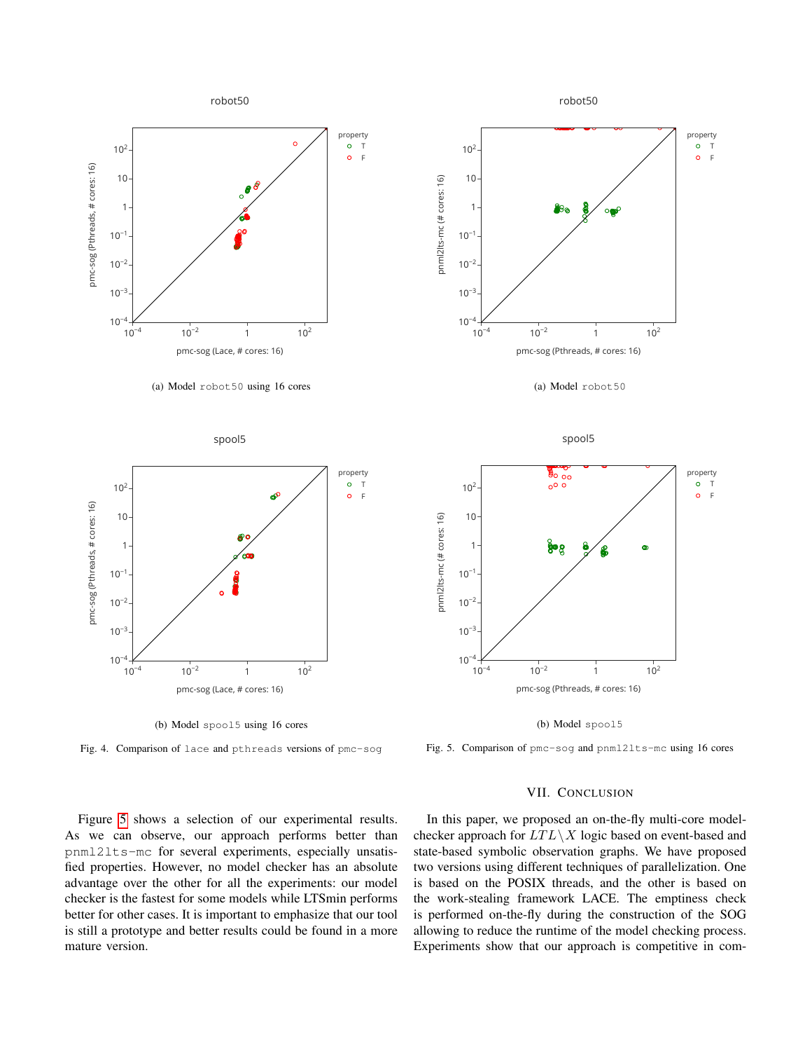robot50

property
T
F

$10^2$
10
1
$10^{-1}$
$10^{-2}$
$10^{-3}$
$10^{-4}$

$10^{-4}$ $10^{-2}$ 1 $10^2$

pmc-sog (Pthreads, # cores: 16)

pmc-sog (Lace, # cores: 16)

(a) Model `robot50` using 16 cores

spool5

property
T
F

$10^2$
10
1
$10^{-1}$
$10^{-2}$
$10^{-3}$
$10^{-4}$

$10^{-4}$ $10^{-2}$ 1 $10^2$

pmc-sog (Pthreads, # cores: 16)

pmc-sog (Lace, # cores: 16)

(b) Model `spool5` using 16 cores

Fig. 4. Comparison of `lace` and `pthreads` versions of `pmc-sog`

robot50

property
T
F

$10^2$
10
1
$10^{-1}$
$10^{-2}$
$10^{-3}$
$10^{-4}$

$10^{-4}$ $10^{-2}$ 1 $10^2$

pnml2lts-mc (# cores: 16)

pmc-sog (Pthreads, # cores: 16)

(a) Model `robot50`

spool5

property
T
F

$10^2$
10
1
$10^{-1}$
$10^{-2}$
$10^{-3}$
$10^{-4}$

$10^{-4}$ $10^{-2}$ 1 $10^2$

pnml2lts-mc (# cores: 16)

pmc-sog (Pthreads, # cores: 16)

(b) Model `spool5`

Fig. 5. Comparison of `pmc-sog` and `pnml2lts-mc` using 16 cores

Figure 5 shows a selection of our experimental results. As we can observe, our approach performs better than `pnml2lts-mc` for several experiments, especially unsatisfied properties. However, no model checker has an absolute advantage over the other for all the experiments: our model checker is the fastest for some models while LTSmin performs better for other cases. It is important to emphasize that our tool is still a prototype and better results could be found in a more mature version.

## VII. CONCLUSION

In this paper, we proposed an on-the-fly multi-core model-checker approach for $LTL\setminus X$ logic based on event-based and state-based symbolic observation graphs. We have proposed two versions using different techniques of parallelization. One is based on the POSIX threads, and the other is based on the work-stealing framework LACE. The emptiness check is performed on-the-fly during the construction of the SOG allowing to reduce the runtime of the model checking process. Experiments show that our approach is competitive in com-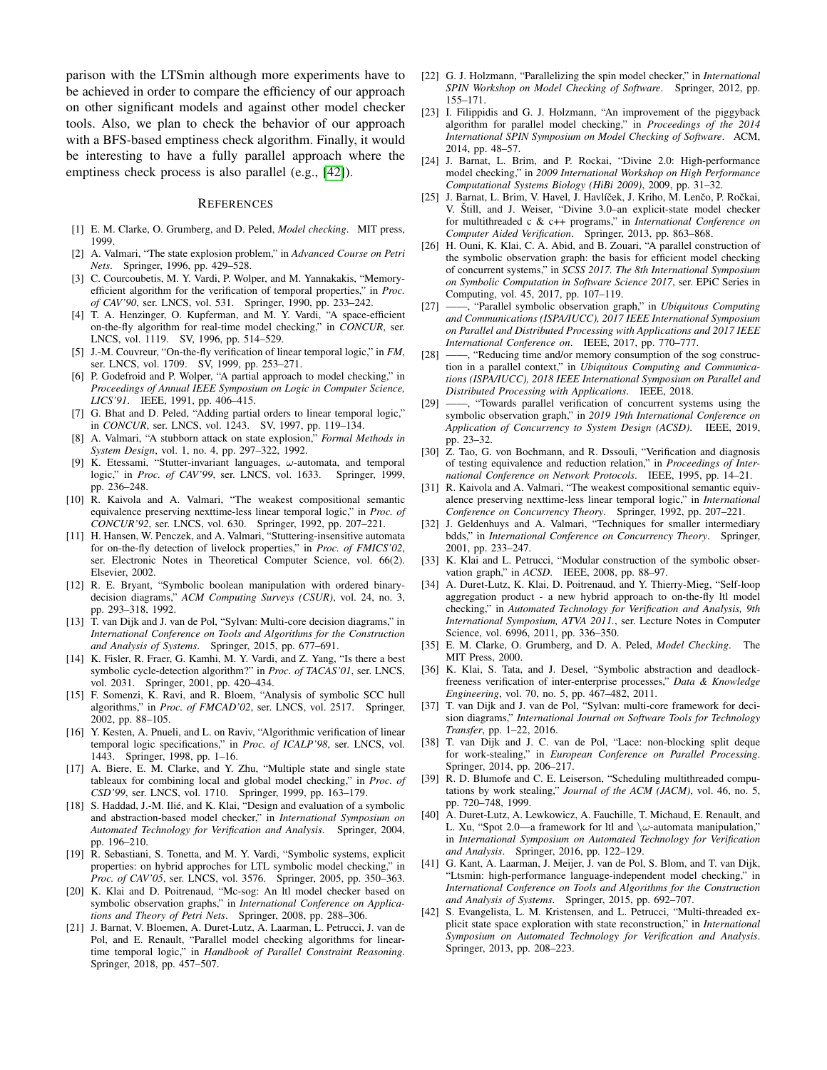parison with the LTSmin although more experiments have to be achieved in order to compare the efficiency of our approach on other significant models and against other model checker tools. Also, we plan to check the behavior of our approach with a BFS-based emptiness check algorithm. Finally, it would be interesting to have a fully parallel approach where the emptiness check process is also parallel (e.g., [42]).

## References

[1] E. M. Clarke, O. Grumberg, and D. Peled, *Model checking*. MIT press, 1999.

[2] A. Valmari, "The state explosion problem," in *Advanced Course on Petri Nets*. Springer, 1996, pp. 429–528.

[3] C. Courcoubetis, M. Y. Vardi, P. Wolper, and M. Yannakakis, "Memory-efficient algorithm for the verification of temporal properties," in *Proc. of CAV'90*, ser. LNCS, vol. 531. Springer, 1990, pp. 233–242.

[4] T. A. Henzinger, O. Kupferman, and M. Y. Vardi, "A space-efficient on-the-fly algorithm for real-time model checking," in *CONCUR*, ser. LNCS, vol. 1119. SV, 1996, pp. 514–529.

[5] J.-M. Couvreur, "On-the-fly verification of linear temporal logic," in *FM*, ser. LNCS, vol. 1709. SV, 1999, pp. 253–271.

[6] P. Godefroid and P. Wolper, "A partial approach to model checking," in *Proceedings of Annual IEEE Symposium on Logic in Computer Science, LICS'91*. IEEE, 1991, pp. 406–415.

[7] G. Bhat and D. Peled, "Adding partial orders to linear temporal logic," in *CONCUR*, ser. LNCS, vol. 1243. SV, 1997, pp. 119–134.

[8] A. Valmari, "A stubborn attack on state explosion," *Formal Methods in System Design*, vol. 1, no. 4, pp. 297–322, 1992.

[9] K. Etessami, "Stutter-invariant languages, $\omega$-automata, and temporal logic," in *Proc. of CAV'99*, ser. LNCS, vol. 1633. Springer, 1999, pp. 236–248.

[10] R. Kaivola and A. Valmari, "The weakest compositional semantic equivalence preserving nexttime-less linear temporal logic," in *Proc. of CONCUR'92*, ser. LNCS, vol. 630. Springer, 1992, pp. 207–221.

[11] H. Hansen, W. Penczek, and A. Valmari, "Stuttering-insensitive automata for on-the-fly detection of livelock properties," in *Proc. of FMICS'02*, ser. Electronic Notes in Theoretical Computer Science, vol. 66(2). Elsevier, 2002.

[12] R. E. Bryant, "Symbolic boolean manipulation with ordered binary-decision diagrams," *ACM Computing Surveys (CSUR)*, vol. 24, no. 3, pp. 293–318, 1992.

[13] T. van Dijk and J. van de Pol, "Sylvan: Multi-core decision diagrams," in *International Conference on Tools and Algorithms for the Construction and Analysis of Systems*. Springer, 2015, pp. 677–691.

[14] K. Fisler, R. Fraer, G. Kamhi, M. Y. Vardi, and Z. Yang, "Is there a best symbolic cycle-detection algorithm?" in *Proc. of TACAS'01*, ser. LNCS, vol. 2031. Springer, 2001, pp. 420–434.

[15] F. Somenzi, K. Ravi, and R. Bloem, "Analysis of symbolic SCC hull algorithms," in *Proc. of FMCAD'02*, ser. LNCS, vol. 2517. Springer, 2002, pp. 88–105.

[16] Y. Kesten, A. Pnueli, and L. on Raviv, "Algorithmic verification of linear temporal logic specifications," in *Proc. of ICALP'98*, ser. LNCS, vol. 1443. Springer, 1998, pp. 1–16.

[17] A. Biere, E. M. Clarke, and Y. Zhu, "Multiple state and single state tableaux for combining local and global model checking," in *Proc. of CSD'99*, ser. LNCS, vol. 1710. Springer, 1999, pp. 163–179.

[18] S. Haddad, J.-M. Ilié, and K. Klai, "Design and evaluation of a symbolic and abstraction-based model checker," in *International Symposium on Automated Technology for Verification and Analysis*. Springer, 2004, pp. 196–210.

[19] R. Sebastiani, S. Tonetta, and M. Y. Vardi, "Symbolic systems, explicit properties: on hybrid approches for LTL symbolic model checking," in *Proc. of CAV'05*, ser. LNCS, vol. 3576. Springer, 2005, pp. 350–363.

[20] K. Klai and D. Poitrenaud, "Mc-sog: An ltl model checker based on symbolic observation graphs," in *International Conference on Applications and Theory of Petri Nets*. Springer, 2008, pp. 288–306.

[21] J. Barnat, V. Bloemen, A. Duret-Lutz, A. Laarman, L. Petrucci, J. van de Pol, and E. Renault, "Parallel model checking algorithms for linear-time temporal logic," in *Handbook of Parallel Constraint Reasoning*. Springer, 2018, pp. 457–507.

[22] G. J. Holzmann, "Parallelizing the spin model checker," in *International SPIN Workshop on Model Checking of Software*. Springer, 2012, pp. 155–171.

[23] I. Filippidis and G. J. Holzmann, "An improvement of the piggyback algorithm for parallel model checking," in *Proceedings of the 2014 International SPIN Symposium on Model Checking of Software*. ACM, 2014, pp. 48–57.

[24] J. Barnat, L. Brim, and P. Rockai, "Divine 2.0: High-performance model checking," in *2009 International Workshop on High Performance Computational Systems Biology (HiBi 2009)*, 2009, pp. 31–32.

[25] J. Barnat, L. Brim, V. Havel, J. Havlíček, J. Kriho, M. Lenčo, P. Ročkai, V. Štill, and J. Weiser, "Divine 3.0–an explicit-state model checker for multithreaded c & c++ programs," in *International Conference on Computer Aided Verification*. Springer, 2013, pp. 863–868.

[26] H. Ouni, K. Klai, C. A. Abid, and B. Zouari, "A parallel construction of the symbolic observation graph: the basis for efficient model checking of concurrent systems," in *SCSS 2017. The 8th International Symposium on Symbolic Computation in Software Science 2017*, ser. EPiC Series in Computing, vol. 45, 2017, pp. 107–119.

[27] ——, "Parallel symbolic observation graph," in *Ubiquitous Computing and Communications (ISPA/IUCC), 2017 IEEE International Symposium on Parallel and Distributed Processing with Applications and 2017 IEEE International Conference on*. IEEE, 2017, pp. 770–777.

[28] ——, "Reducing time and/or memory consumption of the sog construction in a parallel context," in *Ubiquitous Computing and Communications (ISPA/IUCC), 2018 IEEE International Symposium on Parallel and Distributed Processing with Applications*. IEEE, 2018.

[29] ——, "Towards parallel verification of concurrent systems using the symbolic observation graph," in *2019 19th International Conference on Application of Concurrency to System Design (ACSD)*. IEEE, 2019, pp. 23–32.

[30] Z. Tao, G. von Bochmann, and R. Dssouli, "Verification and diagnosis of testing equivalence and reduction relation," in *Proceedings of International Conference on Network Protocols*. IEEE, 1995, pp. 14–21.

[31] R. Kaivola and A. Valmari, "The weakest compositional semantic equivalence preserving nexttime-less linear temporal logic," in *International Conference on Concurrency Theory*. Springer, 1992, pp. 207–221.

[32] J. Geldenhuys and A. Valmari, "Techniques for smaller intermediary bdds," in *International Conference on Concurrency Theory*. Springer, 2001, pp. 233–247.

[33] K. Klai and L. Petrucci, "Modular construction of the symbolic observation graph," in *ACSD*. IEEE, 2008, pp. 88–97.

[34] A. Duret-Lutz, K. Klai, D. Poitrenaud, and Y. Thierry-Mieg, "Self-loop aggregation product - a new hybrid approach to on-the-fly ltl model checking," in *Automated Technology for Verification and Analysis, 9th International Symposium, ATVA 2011.*, ser. Lecture Notes in Computer Science, vol. 6996, 2011, pp. 336–350.

[35] E. M. Clarke, O. Grumberg, and D. A. Peled, *Model Checking*. The MIT Press, 2000.

[36] K. Klai, S. Tata, and J. Desel, "Symbolic abstraction and deadlock-freeness verification of inter-enterprise processes," *Data & Knowledge Engineering*, vol. 70, no. 5, pp. 467–482, 2011.

[37] T. van Dijk and J. van de Pol, "Sylvan: multi-core framework for decision diagrams," *International Journal on Software Tools for Technology Transfer*, pp. 1–22, 2016.

[38] T. van Dijk and J. C. van de Pol, "Lace: non-blocking split deque for work-stealing," in *European Conference on Parallel Processing*. Springer, 2014, pp. 206–217.

[39] R. D. Blumofe and C. E. Leiserson, "Scheduling multithreaded computations by work stealing," *Journal of the ACM (JACM)*, vol. 46, no. 5, pp. 720–748, 1999.

[40] A. Duret-Lutz, A. Lewkowicz, A. Fauchille, T. Michaud, E. Renault, and L. Xu, "Spot 2.0—a framework for ltl and \ω-automata manipulation," in *International Symposium on Automated Technology for Verification and Analysis*. Springer, 2016, pp. 122–129.

[41] G. Kant, A. Laarman, J. Meijer, J. van de Pol, S. Blom, and T. van Dijk, "Ltsmin: high-performance language-independent model checking," in *International Conference on Tools and Algorithms for the Construction and Analysis of Systems*. Springer, 2015, pp. 692–707.

[42] S. Evangelista, L. M. Kristensen, and L. Petrucci, "Multi-threaded explicit state space exploration with state reconstruction," in *International Symposium on Automated Technology for Verification and Analysis*. Springer, 2013, pp. 208–223.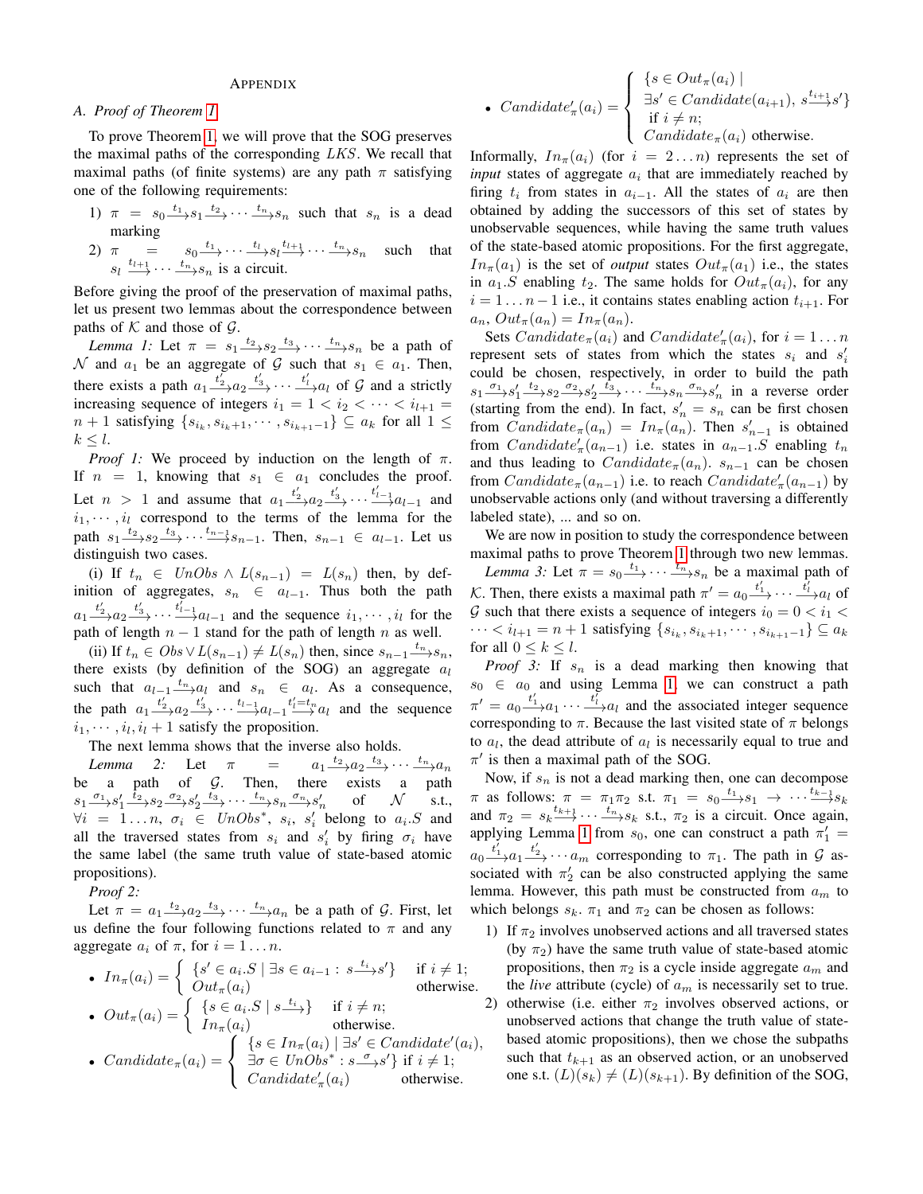# Appendix

## A. Proof of Theorem 1

To prove Theorem 1, we will prove that the SOG preserves the maximal paths of the corresponding $LKS$. We recall that maximal paths (of finite systems) are any path $\pi$ satisfying one of the following requirements:

1) $\pi = s_0 \xrightarrow{t_1} s_1 \xrightarrow{t_2} \cdots \xrightarrow{t_n} s_n$ such that $s_n$ is a dead marking
2) $\pi = s_0 \xrightarrow{t_1} \cdots \xrightarrow{t_l} s_l \xrightarrow{t_{l+1}} \cdots \xrightarrow{t_n} s_n$ such that $s_l \xrightarrow{t_{l+1}} \cdots \xrightarrow{t_n} s_n$ is a circuit.

Before giving the proof of the preservation of maximal paths, let us present two lemmas about the correspondence between paths of $\mathcal{K}$ and those of $\mathcal{G}$.

*Lemma 1:* Let $\pi = s_1 \xrightarrow{t_2} s_2 \xrightarrow{t_3} \cdots \xrightarrow{t_n} s_n$ be a path of $\mathcal{N}$ and $a_1$ be an aggregate of $\mathcal{G}$ such that $s_1 \in a_1$. Then, there exists a path $a_1 \xrightarrow{t'_2} a_2 \xrightarrow{t'_3} \cdots \xrightarrow{t'_l} a_l$ of $\mathcal{G}$ and a strictly increasing sequence of integers $i_1 = 1 < i_2 < \cdots < i_{l+1} = n+1$ satisfying $\{s_{i_k}, s_{i_k+1}, \cdots, s_{i_{k+1}-1}\} \subseteq a_k$ for all $1 \leq k \leq l$.

*Proof 1:* We proceed by induction on the length of $\pi$. If $n = 1$, knowing that $s_1 \in a_1$ concludes the proof. Let $n > 1$ and assume that $a_1 \xrightarrow{t'_2} a_2 \xrightarrow{t'_3} \cdots \xrightarrow{t'_{l-1}} a_{l-1}$ and $i_1, \cdots, i_l$ correspond to the terms of the lemma for the path $s_1 \xrightarrow{t_2} s_2 \xrightarrow{t_3} \cdots \xrightarrow{t_{n-1}} s_{n-1}$. Then, $s_{n-1} \in a_{l-1}$. Let us distinguish two cases.

(i) If $t_n \in UnObs \wedge L(s_{n-1}) = L(s_n)$ then, by definition of aggregates, $s_n \in a_{l-1}$. Thus both the path $a_1 \xrightarrow{t'_2} a_2 \xrightarrow{t'_3} \cdots \xrightarrow{t'_{l-1}} a_{l-1}$ and the sequence $i_1, \cdots, i_l$ for the path of length $n-1$ stand for the path of length $n$ as well.

(ii) If $t_n \in Obs \vee L(s_{n-1}) \neq L(s_n)$ then, since $s_{n-1} \xrightarrow{t_n} s_n$, there exists (by definition of the SOG) an aggregate $a_l$ such that $a_{l-1} \xrightarrow{t_n} a_l$ and $s_n \in a_l$. As a consequence, the path $a_1 \xrightarrow{t'_2} a_2 \xrightarrow{t'_3} \cdots \xrightarrow{t_{l-1}} a_{l-1} \xrightarrow{t'_l = t_n} a_l$ and the sequence $i_1, \cdots, i_l, i_l + 1$ satisfy the proposition.

The next lemma shows that the inverse also holds.

*Lemma 2:* Let $\pi = a_1 \xrightarrow{t_2} a_2 \xrightarrow{t_3} \cdots \xrightarrow{t_n} a_n$ be a path of $\mathcal{G}$. Then, there exists a path $s_1 \xrightarrow{\sigma_1} s'_1 \xrightarrow{t_2} s_2 \xrightarrow{\sigma_2} s'_2 \xrightarrow{t_3} \cdots \xrightarrow{t_n} s_n \xrightarrow{\sigma_n} s'_n$ of $\mathcal{N}$ s.t., $\forall i = 1 \ldots n$, $\sigma_i \in UnObs^*$, $s_i$, $s'_i$ belong to $a_i.S$ and all the traversed states from $s_i$ and $s'_i$ by firing $\sigma_i$ have the same label (the same truth value of state-based atomic propositions).

*Proof 2:*

Let $\pi = a_1 \xrightarrow{t_2} a_2 \xrightarrow{t_3} \cdots \xrightarrow{t_n} a_n$ be a path of $\mathcal{G}$. First, let us define the four following functions related to $\pi$ and any aggregate $a_i$ of $\pi$, for $i = 1 \ldots n$.

- $In_\pi(a_i) = \begin{cases} \{s' \in a_i.S \mid \exists s \in a_{i-1} : s \xrightarrow{t_i} s'\} & \text{if } i \neq 1; \\ Out_\pi(a_i) & \text{otherwise.} \end{cases}$
- $Out_\pi(a_i) = \begin{cases} \{s \in a_i.S \mid s \xrightarrow{t_i}\} & \text{if } i \neq n; \\ In_\pi(a_i) & \text{otherwise.} \end{cases}$
- $Candidate_\pi(a_i) = \begin{cases} \{s \in In_\pi(a_i) \mid \exists s' \in Candidate'(a_i), \\ \exists \sigma \in UnObs^* : s \xrightarrow{\sigma} s'\} \text{ if } i \neq 1; \\ Candidate'_\pi(a_i) \quad \text{otherwise.} \end{cases}$
- $Candidate'_\pi(a_i) = \begin{cases} \{s \in Out_\pi(a_i) \mid \\ \exists s' \in Candidate(a_{i+1}), s \xrightarrow{t_{i+1}} s'\} \\ \text{if } i \neq n; \\ Candidate_\pi(a_i) \text{ otherwise.} \end{cases}$

Informally, $In_\pi(a_i)$ (for $i = 2 \ldots n$) represents the set of *input* states of aggregate $a_i$ that are immediately reached by firing $t_i$ from states in $a_{i-1}$. All the states of $a_i$ are then obtained by adding the successors of this set of states by unobservable sequences, while having the same truth values of the state-based atomic propositions. For the first aggregate, $In_\pi(a_1)$ is the set of *output* states $Out_\pi(a_1)$ i.e., the states in $a_1.S$ enabling $t_2$. The same holds for $Out_\pi(a_i)$, for any $i = 1 \ldots n-1$ i.e., it contains states enabling action $t_{i+1}$. For $a_n$, $Out_\pi(a_n) = In_\pi(a_n)$.

Sets $Candidate_\pi(a_i)$ and $Candidate'_\pi(a_i)$, for $i = 1 \ldots n$ represent sets of states from which the states $s_i$ and $s'_i$ could be chosen, respectively, in order to build the path $s_1 \xrightarrow{\sigma_1} s'_1 \xrightarrow{t_2} s_2 \xrightarrow{\sigma_2} s'_2 \xrightarrow{t_3} \cdots \xrightarrow{t_n} s_n \xrightarrow{\sigma_n} s'_n$ in a reverse order (starting from the end). In fact, $s'_n = s_n$ can be first chosen from $Candidate_\pi(a_n) = In_\pi(a_n)$. Then $s'_{n-1}$ is obtained from $Candidate'_\pi(a_{n-1})$ i.e. states in $a_{n-1}.S$ enabling $t_n$ and thus leading to $Candidate_\pi(a_n)$. $s_{n-1}$ can be chosen from $Candidate_\pi(a_{n-1})$ i.e. to reach $Candidate'_\pi(a_{n-1})$ by unobservable actions only (and without traversing a differently labeled state), ... and so on.

We are now in position to study the correspondence between maximal paths to prove Theorem 1 through two new lemmas.

*Lemma 3:* Let $\pi = s_0 \xrightarrow{t_1} \cdots \xrightarrow{t_n} s_n$ be a maximal path of $\mathcal{K}$. Then, there exists a maximal path $\pi' = a_0 \xrightarrow{t'_1} \cdots \xrightarrow{t'_l} a_l$ of $\mathcal{G}$ such that there exists a sequence of integers $i_0 = 0 < i_1 < \cdots < i_{l+1} = n+1$ satisfying $\{s_{i_k}, s_{i_k+1}, \cdots, s_{i_{k+1}-1}\} \subseteq a_k$ for all $0 \leq k \leq l$.

*Proof 3:* If $s_n$ is a dead marking then knowing that $s_0 \in a_0$ and using Lemma 1, we can construct a path $\pi' = a_0 \xrightarrow{t'_1} a_1 \cdots \xrightarrow{t'_l} a_l$ and the associated integer sequence corresponding to $\pi$. Because the last visited state of $\pi$ belongs to $a_l$, the dead attribute of $a_l$ is necessarily equal to true and $\pi'$ is then a maximal path of the SOG.

Now, if $s_n$ is not a dead marking then, one can decompose $\pi$ as follows: $\pi = \pi_1 \pi_2$ s.t. $\pi_1 = s_0 \xrightarrow{t_1} s_1 \rightarrow \cdots \xrightarrow{t_{k-1}} s_k$ and $\pi_2 = s_k \xrightarrow{t_{k+1}} \cdots \xrightarrow{t_n} s_k$ s.t., $\pi_2$ is a circuit. Once again, applying Lemma 1 from $s_0$, one can construct a path $\pi'_1 = a_0 \xrightarrow{t'_1} a_1 \xrightarrow{t'_2} \cdots a_m$ corresponding to $\pi_1$. The path in $\mathcal{G}$ associated with $\pi'_2$ can be also constructed applying the same lemma. However, this path must be constructed from $a_m$ to which belongs $s_k$. $\pi_1$ and $\pi_2$ can be chosen as follows:

1) If $\pi_2$ involves unobserved actions and all traversed states (by $\pi_2$) have the same truth value of state-based atomic propositions, then $\pi_2$ is a cycle inside aggregate $a_m$ and the *live* attribute (cycle) of $a_m$ is necessarily set to true.
2) otherwise (i.e. either $\pi_2$ involves observed actions, or unobserved actions that change the truth value of state-based atomic propositions), then we chose the subpaths such that $t_{k+1}$ as an observed action, or an unobserved one s.t. $(L)(s_k) \neq (L)(s_{k+1})$. By definition of the SOG,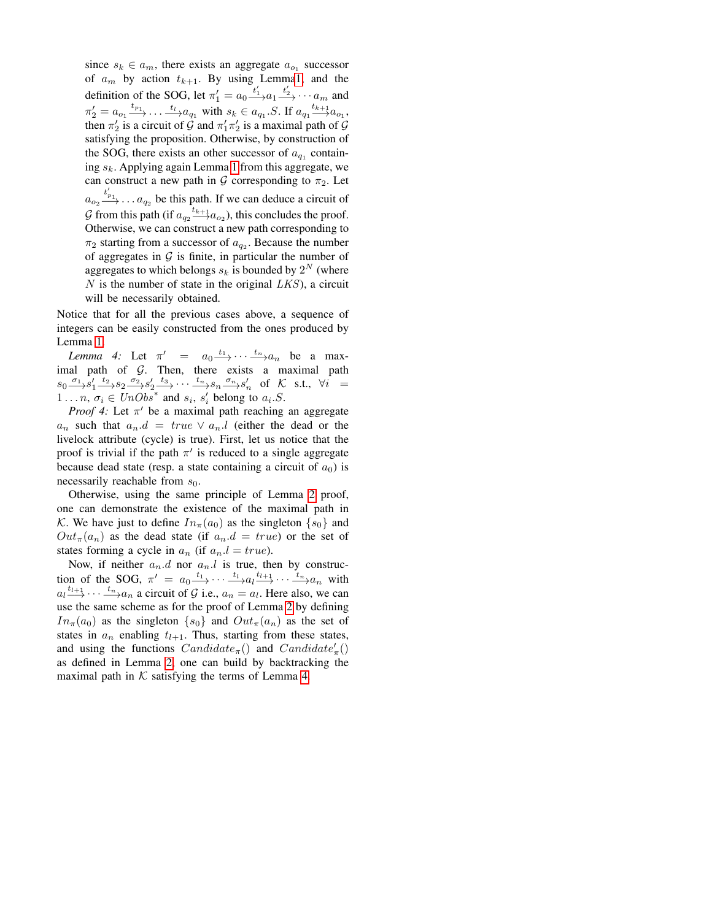since $s_k \in a_m$, there exists an aggregate $a_{o_1}$ successor of $a_m$ by action $t_{k+1}$. By using Lemma 1, and the definition of the SOG, let $\pi'_1 = a_0 \xrightarrow{t'_1} a_1 \xrightarrow{t'_2} \cdots a_m$ and $\pi'_2 = a_{o_1} \xrightarrow{t_{p_1}} \ldots \xrightarrow{t_l} a_{q_1}$ with $s_k \in a_{q_1}.S$. If $a_{q_1} \xrightarrow{t_{k+1}} a_{o_1}$, then $\pi'_2$ is a circuit of $\mathcal{G}$ and $\pi'_1\pi'_2$ is a maximal path of $\mathcal{G}$ satisfying the proposition. Otherwise, by construction of the SOG, there exists an other successor of $a_{q_1}$ containing $s_k$. Applying again Lemma 1 from this aggregate, we can construct a new path in $\mathcal{G}$ corresponding to $\pi_2$. Let $a_{o_2} \xrightarrow{t'_{p_1}} \ldots a_{q_2}$ be this path. If we can deduce a circuit of $\mathcal{G}$ from this path (if $a_{q_2} \xrightarrow{t_{k+1}} a_{o_2}$), this concludes the proof. Otherwise, we can construct a new path corresponding to $\pi_2$ starting from a successor of $a_{q_2}$. Because the number of aggregates in $\mathcal{G}$ is finite, in particular the number of aggregates to which belongs $s_k$ is bounded by $2^N$ (where $N$ is the number of state in the original $LKS$), a circuit will be necessarily obtained.

Notice that for all the previous cases above, a sequence of integers can be easily constructed from the ones produced by Lemma 1.

*Lemma 4:* Let $\pi' = a_0 \xrightarrow{t_1} \cdots \xrightarrow{t_n} a_n$ be a maximal path of $\mathcal{G}$. Then, there exists a maximal path $s_0 \xrightarrow{\sigma_1} s'_1 \xrightarrow{t_2} s_2 \xrightarrow{\sigma_2} s'_2 \xrightarrow{t_3} \cdots \xrightarrow{t_n} s_n \xrightarrow{\sigma_n} s'_n$ of $\mathcal{K}$ s.t., $\forall i = 1 \ldots n$, $\sigma_i \in UnObs^*$ and $s_i$, $s'_i$ belong to $a_i.S$.

*Proof 4:* Let $\pi'$ be a maximal path reaching an aggregate $a_n$ such that $a_n.d = true \lor a_n.l$ (either the dead or the livelock attribute (cycle) is true). First, let us notice that the proof is trivial if the path $\pi'$ is reduced to a single aggregate because dead state (resp. a state containing a circuit of $a_0$) is necessarily reachable from $s_0$.

Otherwise, using the same principle of Lemma 2 proof, one can demonstrate the existence of the maximal path in $\mathcal{K}$. We have just to define $In_\pi(a_0)$ as the singleton $\{s_0\}$ and $Out_\pi(a_n)$ as the dead state (if $a_n.d = true$) or the set of states forming a cycle in $a_n$ (if $a_n.l = true$).

Now, if neither $a_n.d$ nor $a_n.l$ is true, then by construction of the SOG, $\pi' = a_0 \xrightarrow{t_1} \cdots \xrightarrow{t_l} a_l \xrightarrow{t_{l+1}} \cdots \xrightarrow{t_n} a_n$ with $a_l \xrightarrow{t_{l+1}} \cdots \xrightarrow{t_n} a_n$ a circuit of $\mathcal{G}$ i.e., $a_n = a_l$. Here also, we can use the same scheme as for the proof of Lemma 2 by defining $In_\pi(a_0)$ as the singleton $\{s_0\}$ and $Out_\pi(a_n)$ as the set of states in $a_n$ enabling $t_{l+1}$. Thus, starting from these states, and using the functions $Candidate_\pi()$ and $Candidate'_\pi()$ as defined in Lemma 2, one can build by backtracking the maximal path in $\mathcal{K}$ satisfying the terms of Lemma 4.